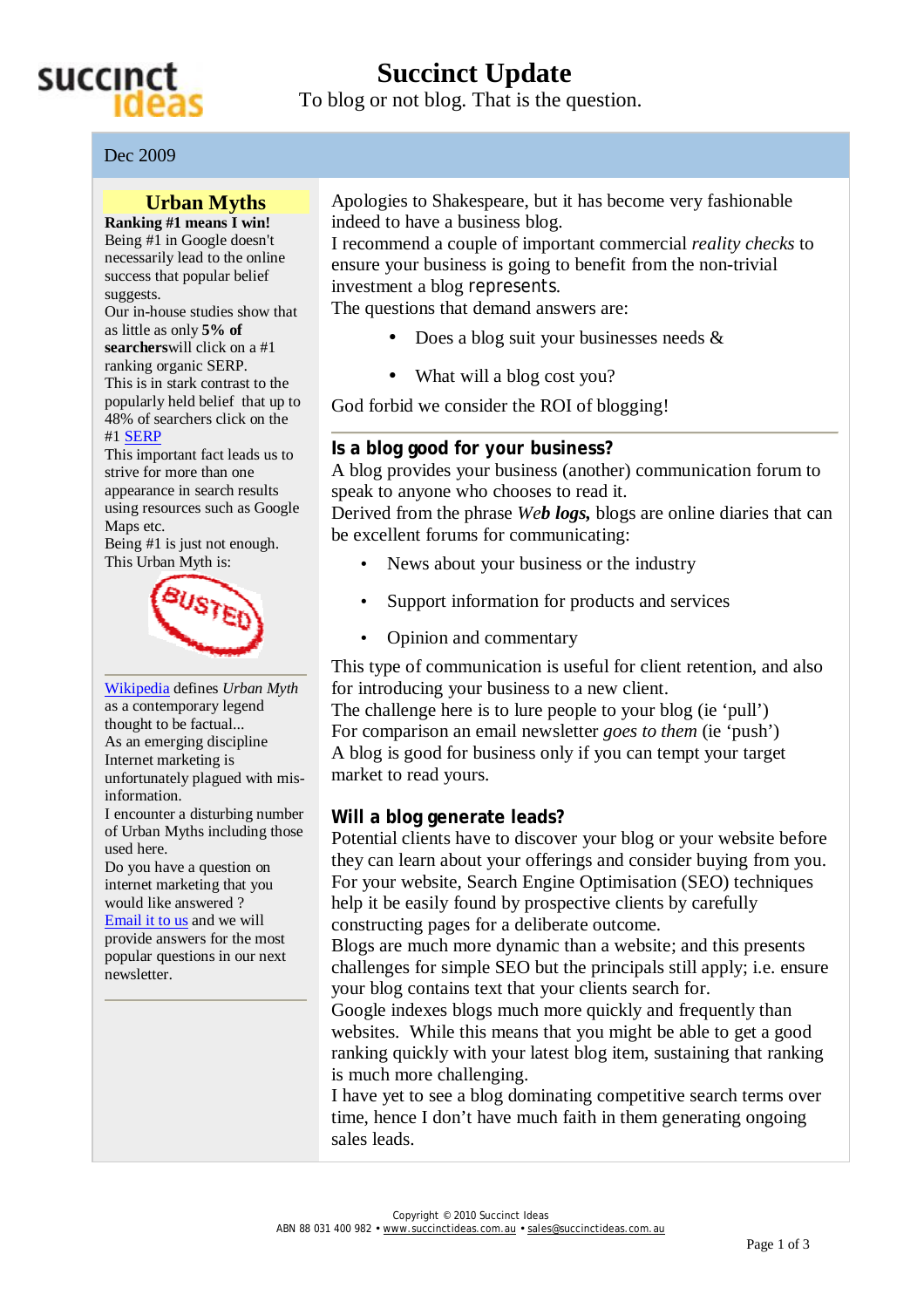# Succinct Update

To blog or not blog. That is the question.

Dec 2009

Apologies to Shakespeare, but it has become very fashionable indeed to have a business blog.
I recommend a couple of important commercial *reality checks* to ensure your business is going to benefit from the non-trivial investment a blog represents.
The questions that demand answers are:

- Does a blog suit your businesses needs &
- What will a blog cost you?

God forbid we consider the ROI of blogging!

## Is a blog good for your business?

A blog provides your business (another) communication forum to speak to anyone who chooses to read it.
Derived from the phrase ***Web logs***, blogs are online diaries that can be excellent forums for communicating:

- News about your business or the industry
- Support information for products and services
- Opinion and commentary

This type of communication is useful for client retention, and also for introducing your business to a new client.
The challenge here is to lure people to your blog (ie 'pull')
For comparison an email newsletter *goes to them* (ie 'push')
A blog is good for business only if you can tempt your target market to read yours.

## Will a blog generate leads?

Potential clients have to discover your blog or your website before they can learn about your offerings and consider buying from you.
For your website, Search Engine Optimisation (SEO) techniques help it be easily found by prospective clients by carefully constructing pages for a deliberate outcome.
Blogs are much more dynamic than a website; and this presents challenges for simple SEO but the principals still apply; i.e. ensure your blog contains text that your clients search for.
Google indexes blogs much more quickly and frequently than websites. While this means that you might be able to get a good ranking quickly with your latest blog item, sustaining that ranking is much more challenging.
I have yet to see a blog dominating competitive search terms over time, hence I don't have much faith in them generating ongoing sales leads.

## Urban Myths

**Ranking #1 means I win!**
Being #1 in Google doesn't necessarily lead to the online success that popular belief suggests.
Our in-house studies show that as little as only **5% of searchers** will click on a #1 ranking organic SERP.
This is in stark contrast to the popularly held belief that up to 48% of searchers click on the #1 SERP
This important fact leads us to strive for more than one appearance in search results using resources such as Google Maps etc.
Being #1 is just not enough.
This Urban Myth is:

BUSTED

Wikipedia defines *Urban Myth* as a contemporary legend thought to be factual...
As an emerging discipline Internet marketing is unfortunately plagued with mis-information.
I encounter a disturbing number of Urban Myths including those used here.
Do you have a question on internet marketing that you would like answered ?
Email it to us and we will provide answers for the most popular questions in our next newsletter.

Copyright © 2010 Succinct Ideas
ABN 88 031 400 982 • www.succinctideas.com.au • sales@succinctideas.com.au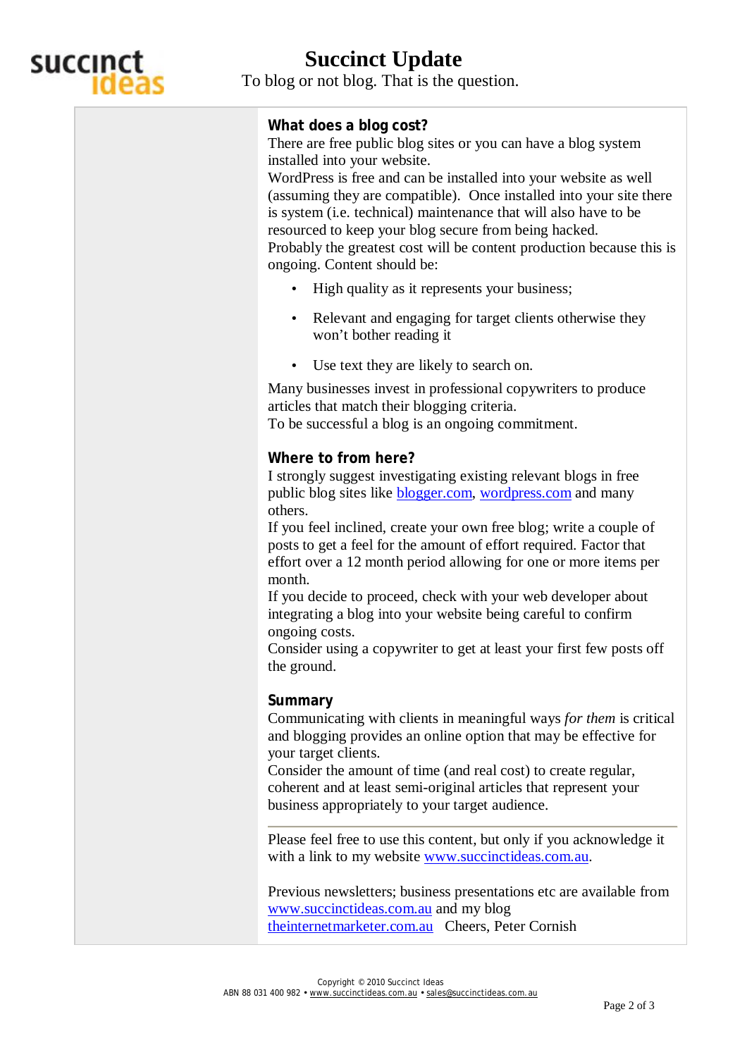### What does a blog cost?

There are free public blog sites or you can have a blog system installed into your website.
WordPress is free and can be installed into your website as well (assuming they are compatible). Once installed into your site there is system (i.e. technical) maintenance that will also have to be resourced to keep your blog secure from being hacked.
Probably the greatest cost will be content production because this is ongoing. Content should be:

- High quality as it represents your business;
- Relevant and engaging for target clients otherwise they won't bother reading it
- Use text they are likely to search on.

Many businesses invest in professional copywriters to produce articles that match their blogging criteria.
To be successful a blog is an ongoing commitment.

### Where to from here?

I strongly suggest investigating existing relevant blogs in free public blog sites like blogger.com, wordpress.com and many others.
If you feel inclined, create your own free blog; write a couple of posts to get a feel for the amount of effort required. Factor that effort over a 12 month period allowing for one or more items per month.
If you decide to proceed, check with your web developer about integrating a blog into your website being careful to confirm ongoing costs.
Consider using a copywriter to get at least your first few posts off the ground.

### Summary

Communicating with clients in meaningful ways *for them* is critical and blogging provides an online option that may be effective for your target clients.
Consider the amount of time (and real cost) to create regular, coherent and at least semi-original articles that represent your business appropriately to your target audience.

---

Please feel free to use this content, but only if you acknowledge it with a link to my website www.succinctideas.com.au.

Previous newsletters; business presentations etc are available from www.succinctideas.com.au and my blog theinternetmarketer.com.au Cheers, Peter Cornish